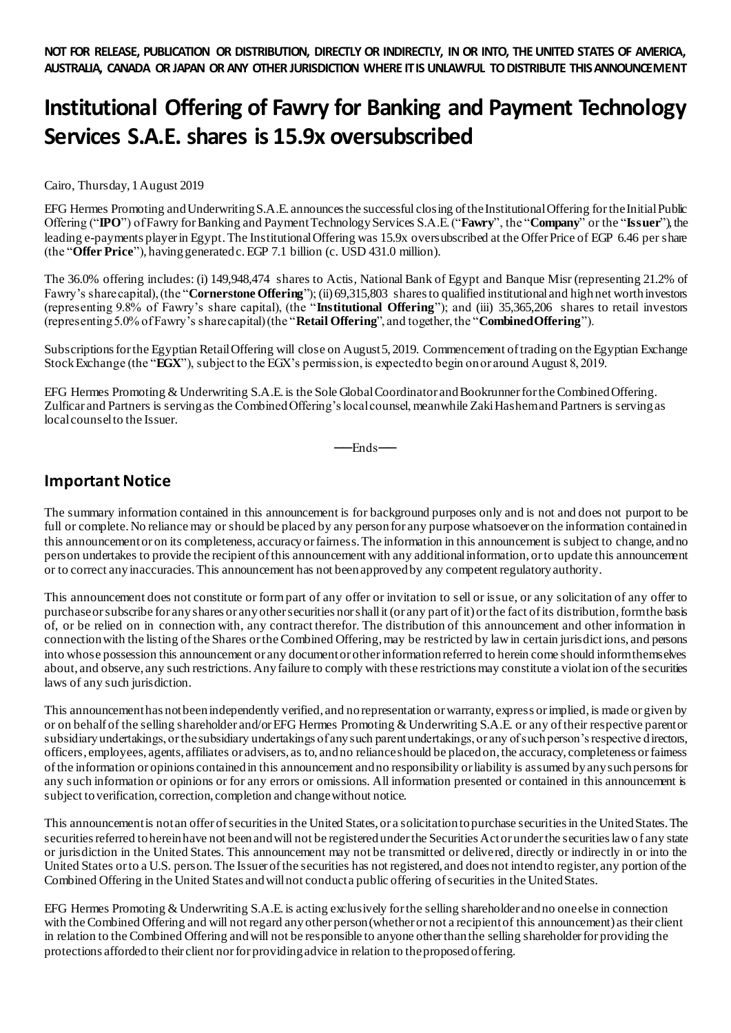**NOT FOR RELEASE, PUBLICATION OR DISTRIBUTION, DIRECTLY OR INDIRECTLY, IN OR INTO, THE UNITED STATES OF AMERICA, AUSTRALIA, CANADA OR JAPAN OR ANY OTHER JURISDICTION WHERE IT IS UNLAWFUL TO DISTRIBUTE THIS ANNOUNCEMENT**

# Institutional Offering of Fawry for Banking and Payment Technology Services S.A.E. shares is 15.9x oversubscribed

Cairo, Thursday, 1 August 2019

EFG Hermes Promoting and Underwriting S.A.E. announces the successful closing of the Institutional Offering for the Initial Public Offering ("**IPO**") of Fawry for Banking and Payment Technology Services S.A.E. ("**Fawry**", the "**Company**" or the "**Issuer**"), the leading e-payments player in Egypt. The Institutional Offering was 15.9x oversubscribed at the Offer Price of EGP 6.46 per share (the "**Offer Price**"), having generated c. EGP 7.1 billion (c. USD 431.0 million).

The 36.0% offering includes: (i) 149,948,474 shares to Actis, National Bank of Egypt and Banque Misr (representing 21.2% of Fawry's share capital), (the "**Cornerstone Offering**"); (ii) 69,315,803 shares to qualified institutional and high net worth investors (representing 9.8% of Fawry's share capital), (the "**Institutional Offering**"); and (iii) 35,365,206 shares to retail investors (representing 5.0% of Fawry's share capital) (the "**Retail Offering**", and together, the "**Combined Offering**").

Subscriptions for the Egyptian Retail Offering will close on August 5, 2019. Commencement of trading on the Egyptian Exchange Stock Exchange (the "**EGX**"), subject to the EGX's permission, is expected to begin on or around August 8, 2019.

EFG Hermes Promoting & Underwriting S.A.E. is the Sole Global Coordinator and Bookrunner for the Combined Offering. Zulficar and Partners is serving as the Combined Offering's local counsel, meanwhile Zaki Hashem and Partners is serving as local counsel to the Issuer.

—Ends—

## Important Notice

The summary information contained in this announcement is for background purposes only and is not and does not purport to be full or complete. No reliance may or should be placed by any person for any purpose whatsoever on the information contained in this announcement or on its completeness, accuracy or fairness. The information in this announcement is subject to change, and no person undertakes to provide the recipient of this announcement with any additional information, or to update this announcement or to correct any inaccuracies. This announcement has not been approved by any competent regulatory authority.

This announcement does not constitute or form part of any offer or invitation to sell or issue, or any solicitation of any offer to purchase or subscribe for any shares or any other securities nor shall it (or any part of it) or the fact of its distribution, form the basis of, or be relied on in connection with, any contract therefor. The distribution of this announcement and other information in connection with the listing of the Shares or the Combined Offering, may be restricted by law in certain jurisdictions, and persons into whose possession this announcement or any document or other information referred to herein come should inform themselves about, and observe, any such restrictions. Any failure to comply with these restrictions may constitute a violation of the securities laws of any such jurisdiction.

This announcement has not been independently verified, and no representation or warranty, express or implied, is made or given by or on behalf of the selling shareholder and/or EFG Hermes Promoting & Underwriting S.A.E. or any of their respective parent or subsidiary undertakings, or the subsidiary undertakings of any such parent undertakings, or any of such person's respective directors, officers, employees, agents, affiliates or advisers, as to, and no reliance should be placed on, the accuracy, completeness or fairness of the information or opinions contained in this announcement and no responsibility or liability is assumed by any such persons for any such information or opinions or for any errors or omissions. All information presented or contained in this announcement is subject to verification, correction, completion and change without notice.

This announcement is not an offer of securities in the United States, or a solicitation to purchase securities in the United States. The securities referred to herein have not been and will not be registered under the Securities Act or under the securities law of any state or jurisdiction in the United States. This announcement may not be transmitted or delivered, directly or indirectly in or into the United States or to a U.S. person. The Issuer of the securities has not registered, and does not intend to register, any portion of the Combined Offering in the United States and will not conduct a public offering of securities in the United States.

EFG Hermes Promoting & Underwriting S.A.E. is acting exclusively for the selling shareholder and no one else in connection with the Combined Offering and will not regard any other person (whether or not a recipient of this announcement) as their client in relation to the Combined Offering and will not be responsible to anyone other than the selling shareholder for providing the protections afforded to their client nor for providing advice in relation to the proposed offering.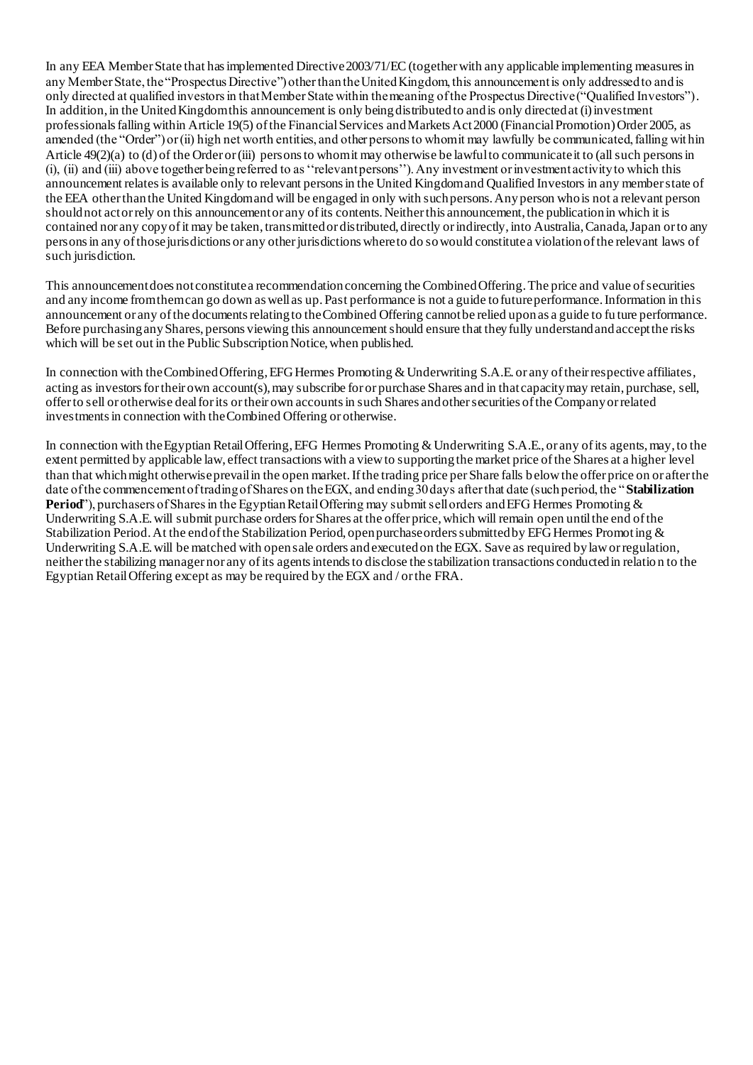In any EEA Member State that has implemented Directive 2003/71/EC (together with any applicable implementing measures in any Member State, the "Prospectus Directive") other than the United Kingdom, this announcement is only addressed to and is only directed at qualified investors in that Member State within the meaning of the Prospectus Directive ("Qualified Investors"). In addition, in the United Kingdom this announcement is only being distributed to and is only directed at (i) investment professionals falling within Article 19(5) of the Financial Services and Markets Act 2000 (Financial Promotion) Order 2005, as amended (the "Order") or (ii) high net worth entities, and other persons to whom it may lawfully be communicated, falling within Article 49(2)(a) to (d) of the Order or (iii) persons to whom it may otherwise be lawful to communicate it to (all such persons in (i), (ii) and (iii) above together being referred to as ''relevant persons''). Any investment or investment activity to which this announcement relates is available only to relevant persons in the United Kingdom and Qualified Investors in any member state of the EEA other than the United Kingdom and will be engaged in only with such persons. Any person who is not a relevant person should not act or rely on this announcement or any of its contents. Neither this announcement, the publication in which it is contained nor any copy of it may be taken, transmitted or distributed, directly or indirectly, into Australia, Canada, Japan or to any persons in any of those jurisdictions or any other jurisdictions where to do so would constitute a violation of the relevant laws of such jurisdiction.

This announcement does not constitute a recommendation concerning the Combined Offering. The price and value of securities and any income from them can go down as well as up. Past performance is not a guide to future performance. Information in this announcement or any of the documents relating to the Combined Offering cannot be relied upon as a guide to future performance. Before purchasing any Shares, persons viewing this announcement should ensure that they fully understand and accept the risks which will be set out in the Public Subscription Notice, when published.

In connection with the Combined Offering, EFG Hermes Promoting & Underwriting S.A.E. or any of their respective affiliates, acting as investors for their own account(s), may subscribe for or purchase Shares and in that capacity may retain, purchase, sell, offer to sell or otherwise deal for its or their own accounts in such Shares and other securities of the Company or related investments in connection with the Combined Offering or otherwise.

In connection with the Egyptian Retail Offering, EFG Hermes Promoting & Underwriting S.A.E., or any of its agents, may, to the extent permitted by applicable law, effect transactions with a view to supporting the market price of the Shares at a higher level than that which might otherwise prevail in the open market. If the trading price per Share falls below the offer price on or after the date of the commencement of trading of Shares on the EGX, and ending 30 days after that date (such period, the "**Stabilization Period**"), purchasers of Shares in the Egyptian Retail Offering may submit sell orders and EFG Hermes Promoting & Underwriting S.A.E. will submit purchase orders for Shares at the offer price, which will remain open until the end of the Stabilization Period. At the end of the Stabilization Period, open purchase orders submitted by EFG Hermes Promoting & Underwriting S.A.E. will be matched with open sale orders and executed on the EGX. Save as required by law or regulation, neither the stabilizing manager nor any of its agents intends to disclose the stabilization transactions conducted in relation to the Egyptian Retail Offering except as may be required by the EGX and / or the FRA.